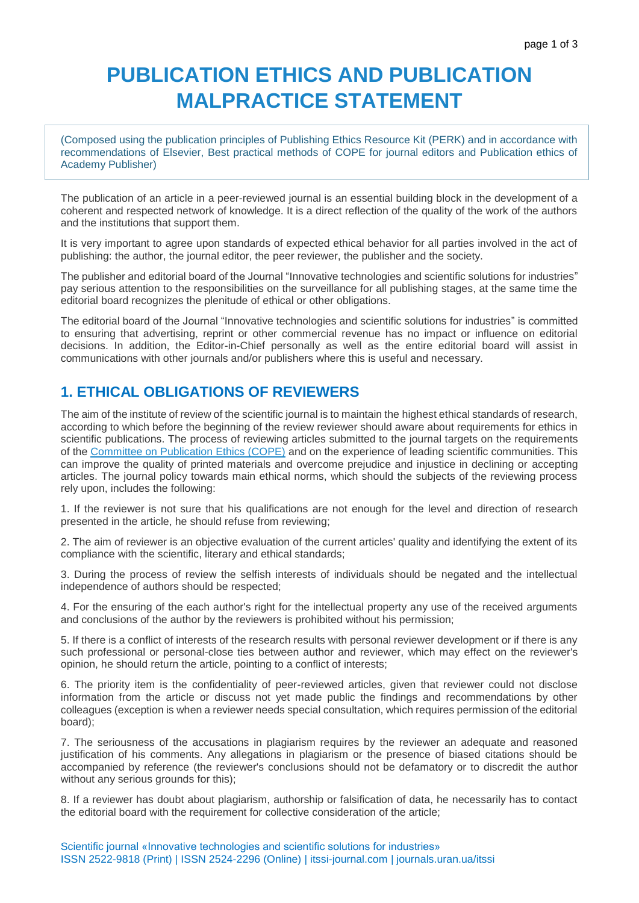# PUBLICATION ETHICS AND PUBLICATION MALPRACTICE STATEMENT

(Composed using the publication principles of Publishing Ethics Resource Kit (PERK) and in accordance with recommendations of Elsevier, Best practical methods of COPE for journal editors and Publication ethics of Academy Publisher)

The publication of an article in a peer-reviewed journal is an essential building block in the development of a coherent and respected network of knowledge. It is a direct reflection of the quality of the work of the authors and the institutions that support them.

It is very important to agree upon standards of expected ethical behavior for all parties involved in the act of publishing: the author, the journal editor, the peer reviewer, the publisher and the society.

The publisher and editorial board of the Journal "Innovative technologies and scientific solutions for industries" pay serious attention to the responsibilities on the surveillance for all publishing stages, at the same time the editorial board recognizes the plenitude of ethical or other obligations.

The editorial board of the Journal "Innovative technologies and scientific solutions for industries" is committed to ensuring that advertising, reprint or other commercial revenue has no impact or influence on editorial decisions. In addition, the Editor-in-Chief personally as well as the entire editorial board will assist in communications with other journals and/or publishers where this is useful and necessary.

## 1. ETHICAL OBLIGATIONS OF REVIEWERS

The aim of the institute of review of the scientific journal is to maintain the highest ethical standards of research, according to which before the beginning of the review reviewer should aware about requirements for ethics in scientific publications. The process of reviewing articles submitted to the journal targets on the requirements of the Committee on Publication Ethics (COPE) and on the experience of leading scientific communities. This can improve the quality of printed materials and overcome prejudice and injustice in declining or accepting articles. The journal policy towards main ethical norms, which should the subjects of the reviewing process rely upon, includes the following:

1. If the reviewer is not sure that his qualifications are not enough for the level and direction of research presented in the article, he should refuse from reviewing;

2. The aim of reviewer is an objective evaluation of the current articles' quality and identifying the extent of its compliance with the scientific, literary and ethical standards;

3. During the process of review the selfish interests of individuals should be negated and the intellectual independence of authors should be respected;

4. For the ensuring of the each author's right for the intellectual property any use of the received arguments and conclusions of the author by the reviewers is prohibited without his permission;

5. If there is a conflict of interests of the research results with personal reviewer development or if there is any such professional or personal-close ties between author and reviewer, which may effect on the reviewer's opinion, he should return the article, pointing to a conflict of interests;

6. The priority item is the confidentiality of peer-reviewed articles, given that reviewer could not disclose information from the article or discuss not yet made public the findings and recommendations by other colleagues (exception is when a reviewer needs special consultation, which requires permission of the editorial board);

7. The seriousness of the accusations in plagiarism requires by the reviewer an adequate and reasoned justification of his comments. Any allegations in plagiarism or the presence of biased citations should be accompanied by reference (the reviewer's conclusions should not be defamatory or to discredit the author without any serious grounds for this);

8. If a reviewer has doubt about plagiarism, authorship or falsification of data, he necessarily has to contact the editorial board with the requirement for collective consideration of the article;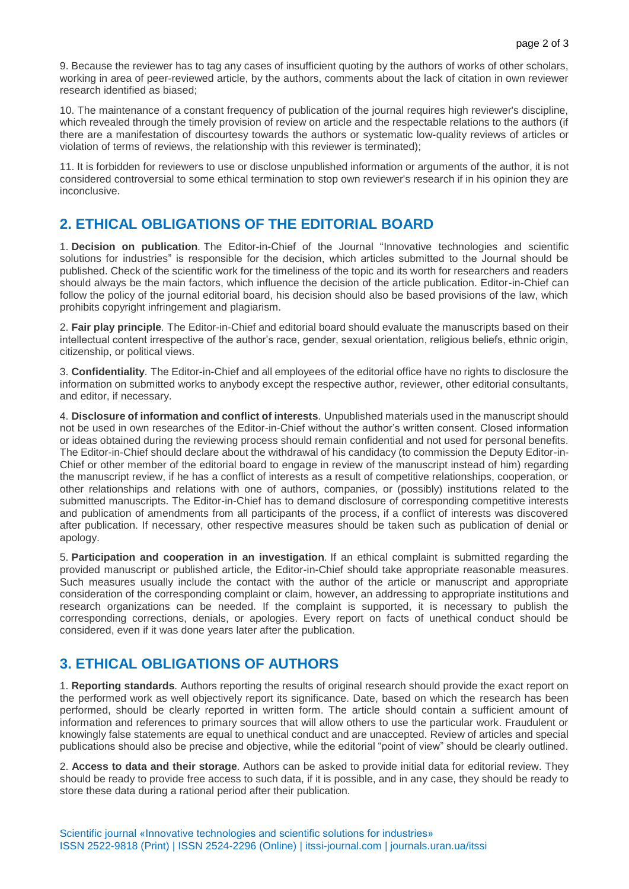9. Because the reviewer has to tag any cases of insufficient quoting by the authors of works of other scholars, working in area of peer-reviewed article, by the authors, comments about the lack of citation in own reviewer research identified as biased;

10. The maintenance of a constant frequency of publication of the journal requires high reviewer's discipline, which revealed through the timely provision of review on article and the respectable relations to the authors (if there are a manifestation of discourtesy towards the authors or systematic low-quality reviews of articles or violation of terms of reviews, the relationship with this reviewer is terminated);

11. It is forbidden for reviewers to use or disclose unpublished information or arguments of the author, it is not considered controversial to some ethical termination to stop own reviewer's research if in his opinion they are inconclusive.

## 2. ETHICAL OBLIGATIONS OF THE EDITORIAL BOARD

1. **Decision on publication**. The Editor-in-Chief of the Journal "Innovative technologies and scientific solutions for industries" is responsible for the decision, which articles submitted to the Journal should be published. Check of the scientific work for the timeliness of the topic and its worth for researchers and readers should always be the main factors, which influence the decision of the article publication. Editor-in-Chief can follow the policy of the journal editorial board, his decision should also be based provisions of the law, which prohibits copyright infringement and plagiarism.

2. **Fair play principle**. The Editor-in-Chief and editorial board should evaluate the manuscripts based on their intellectual content irrespective of the author's race, gender, sexual orientation, religious beliefs, ethnic origin, citizenship, or political views.

3. **Confidentiality**. The Editor-in-Chief and all employees of the editorial office have no rights to disclosure the information on submitted works to anybody except the respective author, reviewer, other editorial consultants, and editor, if necessary.

4. **Disclosure of information and conflict of interests**. Unpublished materials used in the manuscript should not be used in own researches of the Editor-in-Chief without the author's written consent. Closed information or ideas obtained during the reviewing process should remain confidential and not used for personal benefits. The Editor-in-Chief should declare about the withdrawal of his candidacy (to commission the Deputy Editor-in-Chief or other member of the editorial board to engage in review of the manuscript instead of him) regarding the manuscript review, if he has a conflict of interests as a result of competitive relationships, cooperation, or other relationships and relations with one of authors, companies, or (possibly) institutions related to the submitted manuscripts. The Editor-in-Chief has to demand disclosure of corresponding competitive interests and publication of amendments from all participants of the process, if a conflict of interests was discovered after publication. If necessary, other respective measures should be taken such as publication of denial or apology.

5. **Participation and cooperation in an investigation**. If an ethical complaint is submitted regarding the provided manuscript or published article, the Editor-in-Chief should take appropriate reasonable measures. Such measures usually include the contact with the author of the article or manuscript and appropriate consideration of the corresponding complaint or claim, however, an addressing to appropriate institutions and research organizations can be needed. If the complaint is supported, it is necessary to publish the corresponding corrections, denials, or apologies. Every report on facts of unethical conduct should be considered, even if it was done years later after the publication.

## 3. ETHICAL OBLIGATIONS OF AUTHORS

1. **Reporting standards**. Authors reporting the results of original research should provide the exact report on the performed work as well objectively report its significance. Date, based on which the research has been performed, should be clearly reported in written form. The article should contain a sufficient amount of information and references to primary sources that will allow others to use the particular work. Fraudulent or knowingly false statements are equal to unethical conduct and are unaccepted. Review of articles and special publications should also be precise and objective, while the editorial "point of view" should be clearly outlined.

2. **Access to data and their storage**. Authors can be asked to provide initial data for editorial review. They should be ready to provide free access to such data, if it is possible, and in any case, they should be ready to store these data during a rational period after their publication.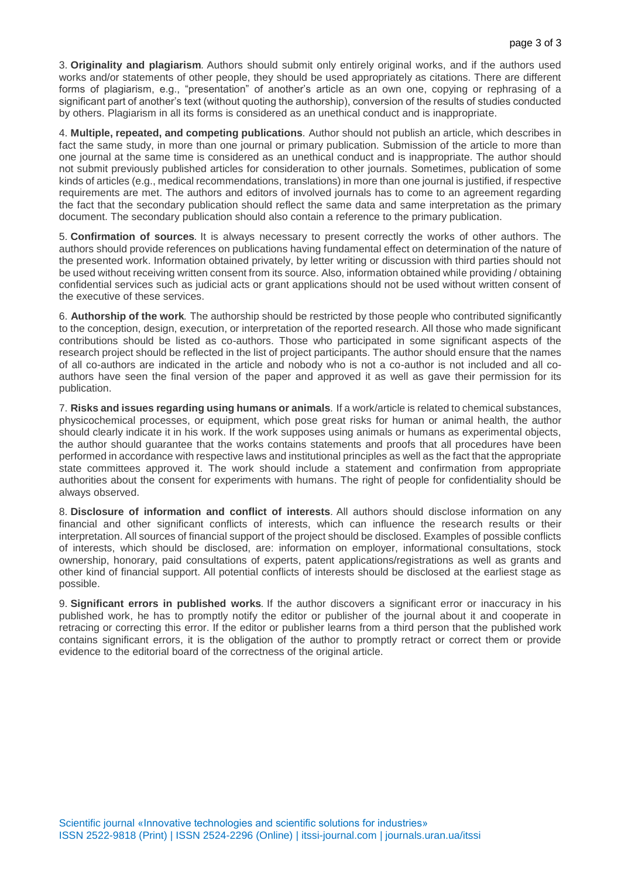3. **Originality and plagiarism**. Authors should submit only entirely original works, and if the authors used works and/or statements of other people, they should be used appropriately as citations. There are different forms of plagiarism, e.g., "presentation" of another's article as an own one, copying or rephrasing of a significant part of another's text (without quoting the authorship), conversion of the results of studies conducted by others. Plagiarism in all its forms is considered as an unethical conduct and is inappropriate.

4. **Multiple, repeated, and competing publications**. Author should not publish an article, which describes in fact the same study, in more than one journal or primary publication. Submission of the article to more than one journal at the same time is considered as an unethical conduct and is inappropriate. The author should not submit previously published articles for consideration to other journals. Sometimes, publication of some kinds of articles (e.g., medical recommendations, translations) in more than one journal is justified, if respective requirements are met. The authors and editors of involved journals has to come to an agreement regarding the fact that the secondary publication should reflect the same data and same interpretation as the primary document. The secondary publication should also contain a reference to the primary publication.

5. **Confirmation of sources**. It is always necessary to present correctly the works of other authors. The authors should provide references on publications having fundamental effect on determination of the nature of the presented work. Information obtained privately, by letter writing or discussion with third parties should not be used without receiving written consent from its source. Also, information obtained while providing / obtaining confidential services such as judicial acts or grant applications should not be used without written consent of the executive of these services.

6. **Authorship of the work**. The authorship should be restricted by those people who contributed significantly to the conception, design, execution, or interpretation of the reported research. All those who made significant contributions should be listed as co-authors. Those who participated in some significant aspects of the research project should be reflected in the list of project participants. The author should ensure that the names of all co-authors are indicated in the article and nobody who is not a co-author is not included and all co-authors have seen the final version of the paper and approved it as well as gave their permission for its publication.

7. **Risks and issues regarding using humans or animals**. If a work/article is related to chemical substances, physicochemical processes, or equipment, which pose great risks for human or animal health, the author should clearly indicate it in his work. If the work supposes using animals or humans as experimental objects, the author should guarantee that the works contains statements and proofs that all procedures have been performed in accordance with respective laws and institutional principles as well as the fact that the appropriate state committees approved it. The work should include a statement and confirmation from appropriate authorities about the consent for experiments with humans. The right of people for confidentiality should be always observed.

8. **Disclosure of information and conflict of interests**. All authors should disclose information on any financial and other significant conflicts of interests, which can influence the research results or their interpretation. All sources of financial support of the project should be disclosed. Examples of possible conflicts of interests, which should be disclosed, are: information on employer, informational consultations, stock ownership, honorary, paid consultations of experts, patent applications/registrations as well as grants and other kind of financial support. All potential conflicts of interests should be disclosed at the earliest stage as possible.

9. **Significant errors in published works**. If the author discovers a significant error or inaccuracy in his published work, he has to promptly notify the editor or publisher of the journal about it and cooperate in retracing or correcting this error. If the editor or publisher learns from a third person that the published work contains significant errors, it is the obligation of the author to promptly retract or correct them or provide evidence to the editorial board of the correctness of the original article.